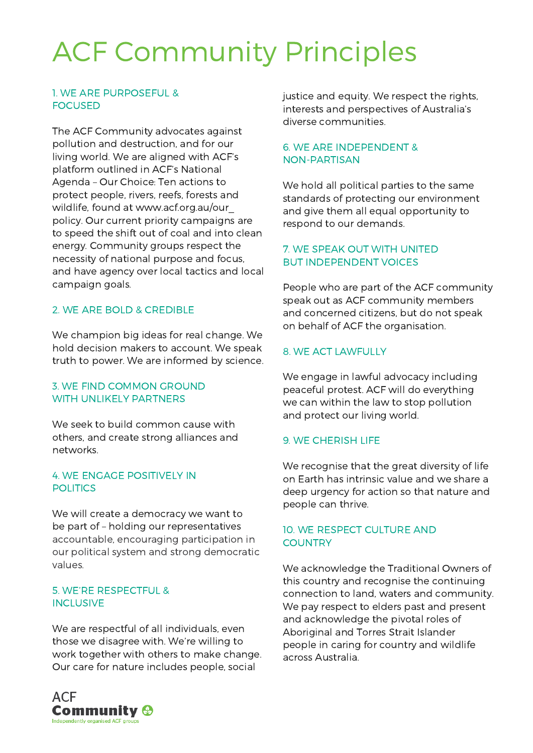# ACF Community Principles

## 1. WE ARE PURPOSEFUL & FOCUSED

The ACF Community advocates against pollution and destruction, and for our living world. We are aligned with ACF's platform outlined in ACF's National Agenda – Our Choice: Ten actions to protect people, rivers, reefs, forests and wildlife, found at www.acf.org.au/our_policy. Our current priority campaigns are to speed the shift out of coal and into clean energy. Community groups respect the necessity of national purpose and focus, and have agency over local tactics and local campaign goals.

## 2. WE ARE BOLD & CREDIBLE

We champion big ideas for real change. We hold decision makers to account. We speak truth to power. We are informed by science.

## 3. WE FIND COMMON GROUND WITH UNLIKELY PARTNERS

We seek to build common cause with others, and create strong alliances and networks.

## 4. WE ENGAGE POSITIVELY IN POLITICS

We will create a democracy we want to be part of – holding our representatives accountable, encouraging participation in our political system and strong democratic values.

## 5. WE'RE RESPECTFUL & INCLUSIVE

We are respectful of all individuals, even those we disagree with. We're willing to work together with others to make change. Our care for nature includes people, social justice and equity. We respect the rights, interests and perspectives of Australia's diverse communities.

## 6. WE ARE INDEPENDENT & NON-PARTISAN

We hold all political parties to the same standards of protecting our environment and give them all equal opportunity to respond to our demands.

## 7. WE SPEAK OUT WITH UNITED BUT INDEPENDENT VOICES

People who are part of the ACF community speak out as ACF community members and concerned citizens, but do not speak on behalf of ACF the organisation.

## 8. WE ACT LAWFULLY

We engage in lawful advocacy including peaceful protest. ACF will do everything we can within the law to stop pollution and protect our living world.

## 9. WE CHERISH LIFE

We recognise that the great diversity of life on Earth has intrinsic value and we share a deep urgency for action so that nature and people can thrive.

## 10. WE RESPECT CULTURE AND COUNTRY

We acknowledge the Traditional Owners of this country and recognise the continuing connection to land, waters and community. We pay respect to elders past and present and acknowledge the pivotal roles of Aboriginal and Torres Strait Islander people in caring for country and wildlife across Australia.

ACF **Community**
Independently organised ACF groups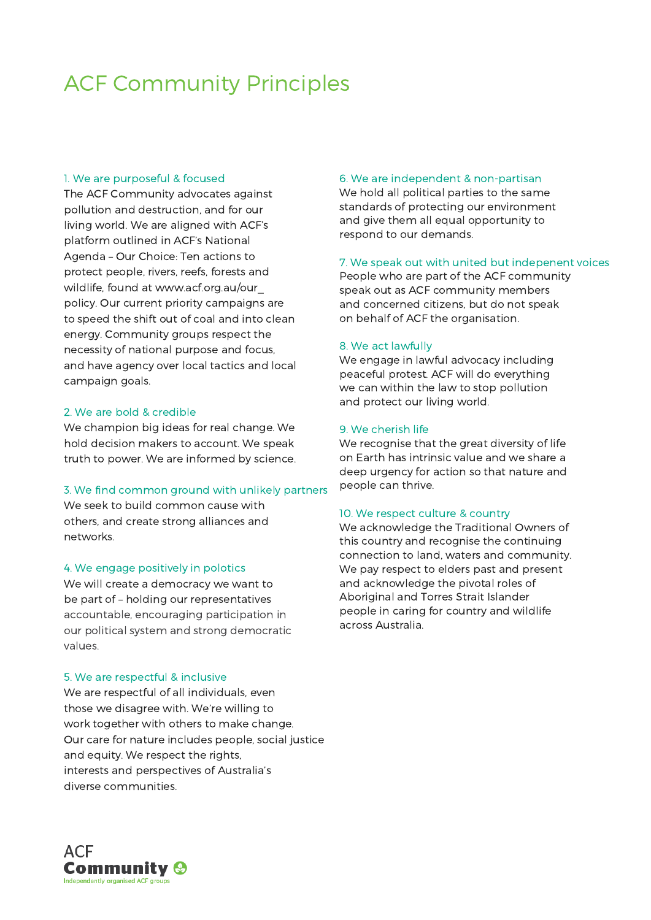# ACF Community Principles

### 1. We are purposeful & focused

The ACF Community advocates against pollution and destruction, and for our living world. We are aligned with ACF's platform outlined in ACF's National Agenda – Our Choice: Ten actions to protect people, rivers, reefs, forests and wildlife, found at www.acf.org.au/our_policy. Our current priority campaigns are to speed the shift out of coal and into clean energy. Community groups respect the necessity of national purpose and focus, and have agency over local tactics and local campaign goals.

### 2. We are bold & credible

We champion big ideas for real change. We hold decision makers to account. We speak truth to power. We are informed by science.

### 3. We find common ground with unlikely partners

We seek to build common cause with others, and create strong alliances and networks.

### 4. We engage positively in polotics

We will create a democracy we want to be part of – holding our representatives accountable, encouraging participation in our political system and strong democratic values.

### 5. We are respectful & inclusive

We are respectful of all individuals, even those we disagree with. We're willing to work together with others to make change. Our care for nature includes people, social justice and equity. We respect the rights, interests and perspectives of Australia's diverse communities.

### 6. We are independent & non-partisan

We hold all political parties to the same standards of protecting our environment and give them all equal opportunity to respond to our demands.

### 7. We speak out with united but indepenent voices

People who are part of the ACF community speak out as ACF community members and concerned citizens, but do not speak on behalf of ACF the organisation.

### 8. We act lawfully

We engage in lawful advocacy including peaceful protest. ACF will do everything we can within the law to stop pollution and protect our living world.

### 9. We cherish life

We recognise that the great diversity of life on Earth has intrinsic value and we share a deep urgency for action so that nature and people can thrive.

### 10. We respect culture & country

We acknowledge the Traditional Owners of this country and recognise the continuing connection to land, waters and community. We pay respect to elders past and present and acknowledge the pivotal roles of Aboriginal and Torres Strait Islander people in caring for country and wildlife across Australia.

ACF **Community**
Independently organised ACF groups